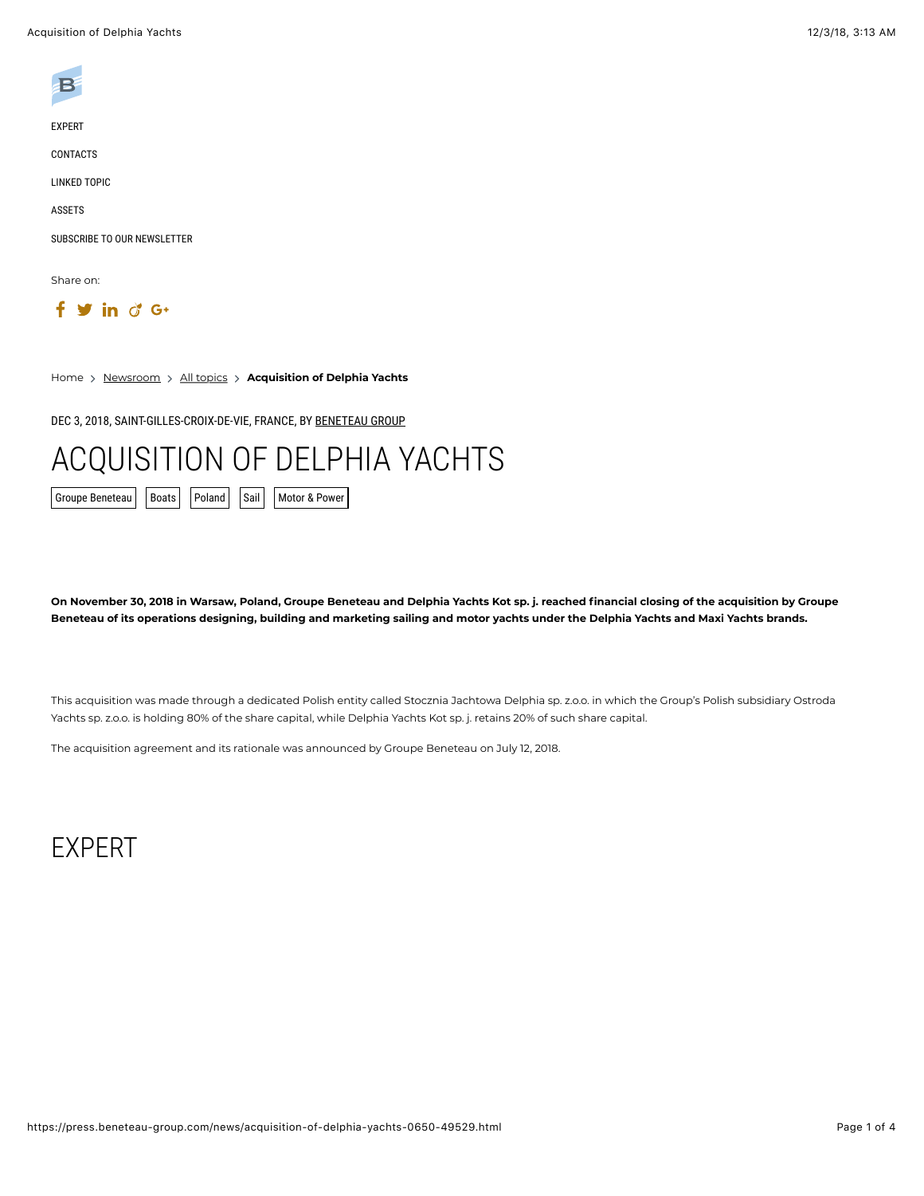EXPERT

CONTACTS

LINKED TOPIC

ASSETS

SUBSCRIBE TO OUR NEWSLETTER

Share on:

Home > Newsroom > All topics > **Acquisition of Delphia Yachts**

DEC 3, 2018, SAINT-GILLES-CROIX-DE-VIE, FRANCE, BY BENETEAU GROUP

# ACQUISITION OF DELPHIA YACHTS

Groupe Beneteau | Boats | Poland | Sail | Motor & Power

**On November 30, 2018 in Warsaw, Poland, Groupe Beneteau and Delphia Yachts Kot sp. j. reached financial closing of the acquisition by Groupe Beneteau of its operations designing, building and marketing sailing and motor yachts under the Delphia Yachts and Maxi Yachts brands.**

This acquisition was made through a dedicated Polish entity called Stocznia Jachtowa Delphia sp. z.o.o. in which the Group's Polish subsidiary Ostroda Yachts sp. z.o.o. is holding 80% of the share capital, while Delphia Yachts Kot sp. j. retains 20% of such share capital.

The acquisition agreement and its rationale was announced by Groupe Beneteau on July 12, 2018.

## EXPERT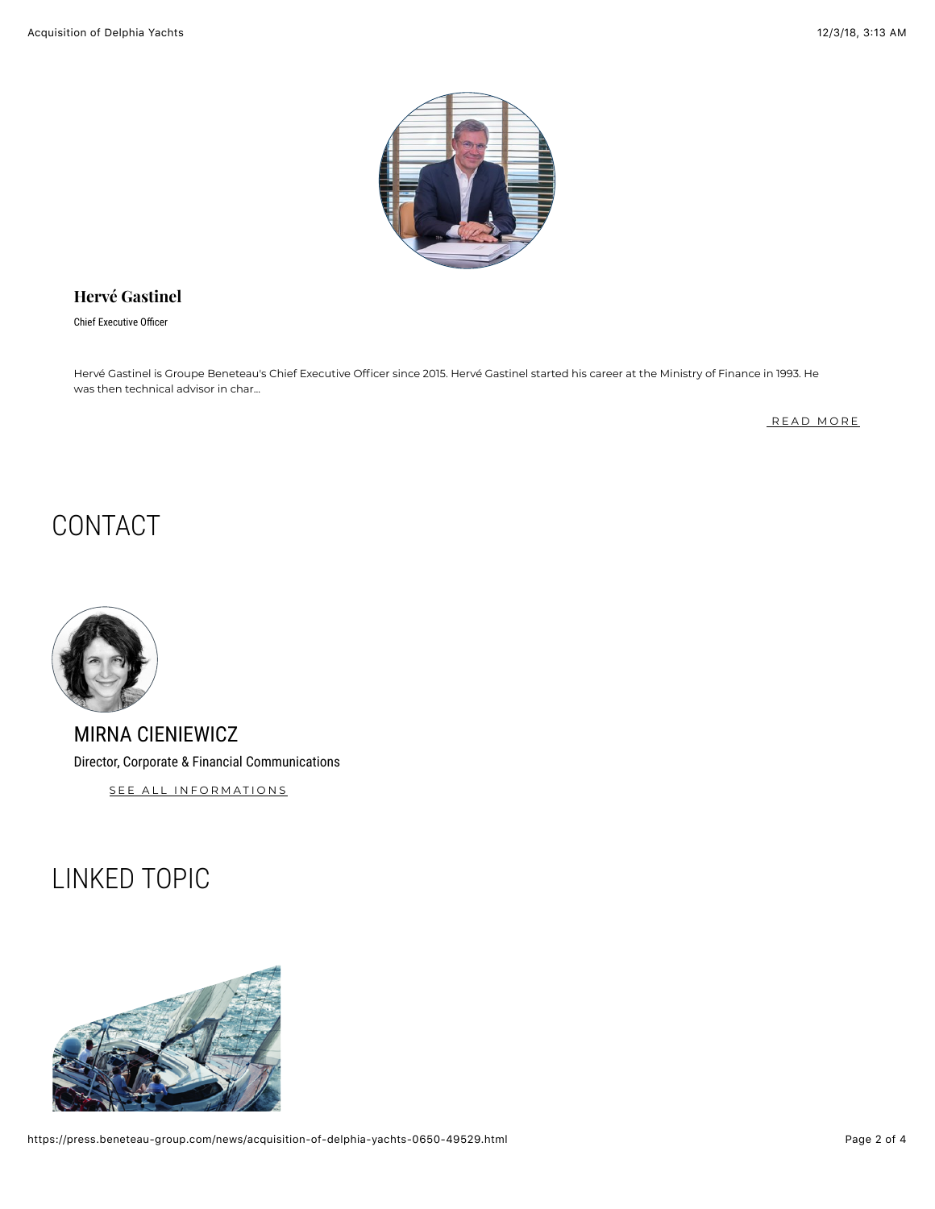**Hervé Gastinel**

Chief Executive Officer

Hervé Gastinel is Groupe Beneteau's Chief Executive Officer since 2015. Hervé Gastinel started his career at the Ministry of Finance in 1993. He was then technical advisor in char...

READ MORE

## CONTACT

### MIRNA CIENIEWICZ

Director, Corporate & Financial Communications

SEE ALL INFORMATIONS

## LINKED TOPIC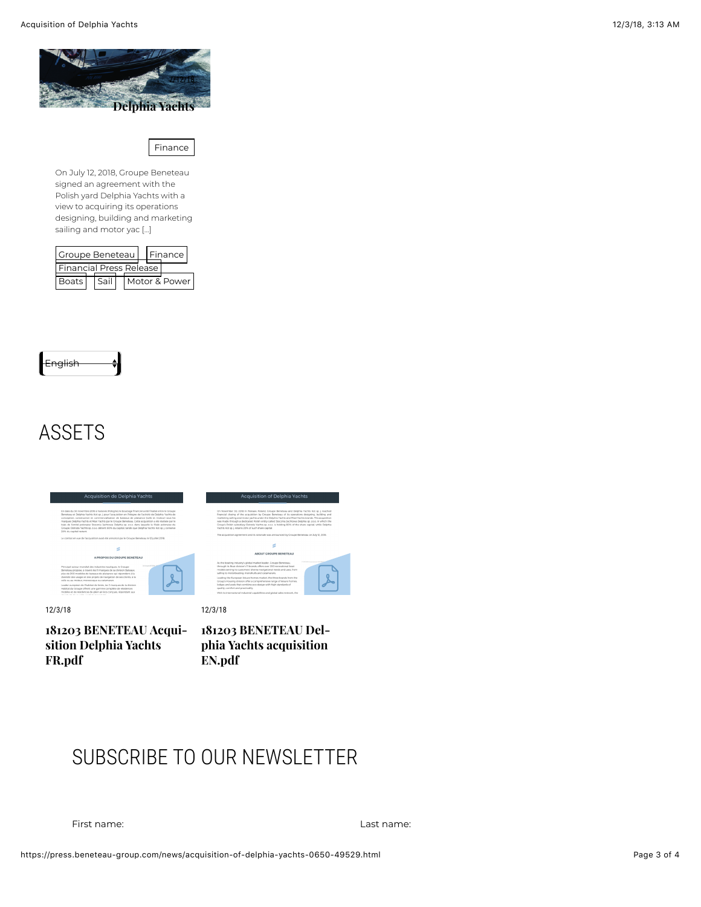7/12/18

**Delphia Yachts**

Finance

On July 12, 2018, Groupe Beneteau signed an agreement with the Polish yard Delphia Yachts with a view to acquiring its operations designing, building and marketing sailing and motor yac [...]

Groupe Beneteau | Finance | Financial Press Release | Boats | Sail | Motor & Power

English

# ASSETS

12/3/18

**181203 BENETEAU Acquisition Delphia Yachts FR.pdf**

12/3/18

**181203 BENETEAU Delphia Yachts acquisition EN.pdf**

# SUBSCRIBE TO OUR NEWSLETTER

First name:

Last name: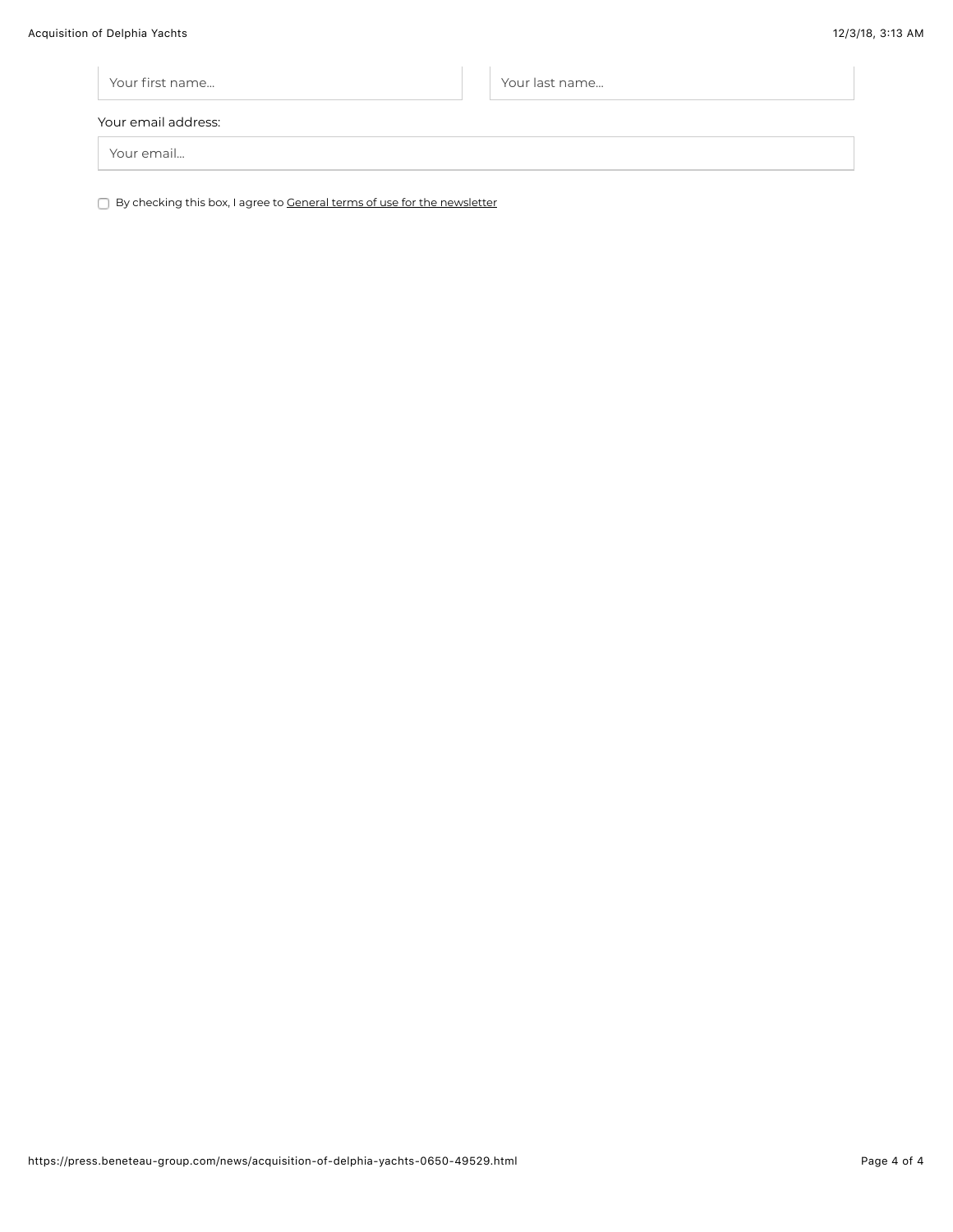Your first name...

Your last name...

Your email address:

Your email...

- [ ] By checking this box, I agree to General terms of use for the newsletter